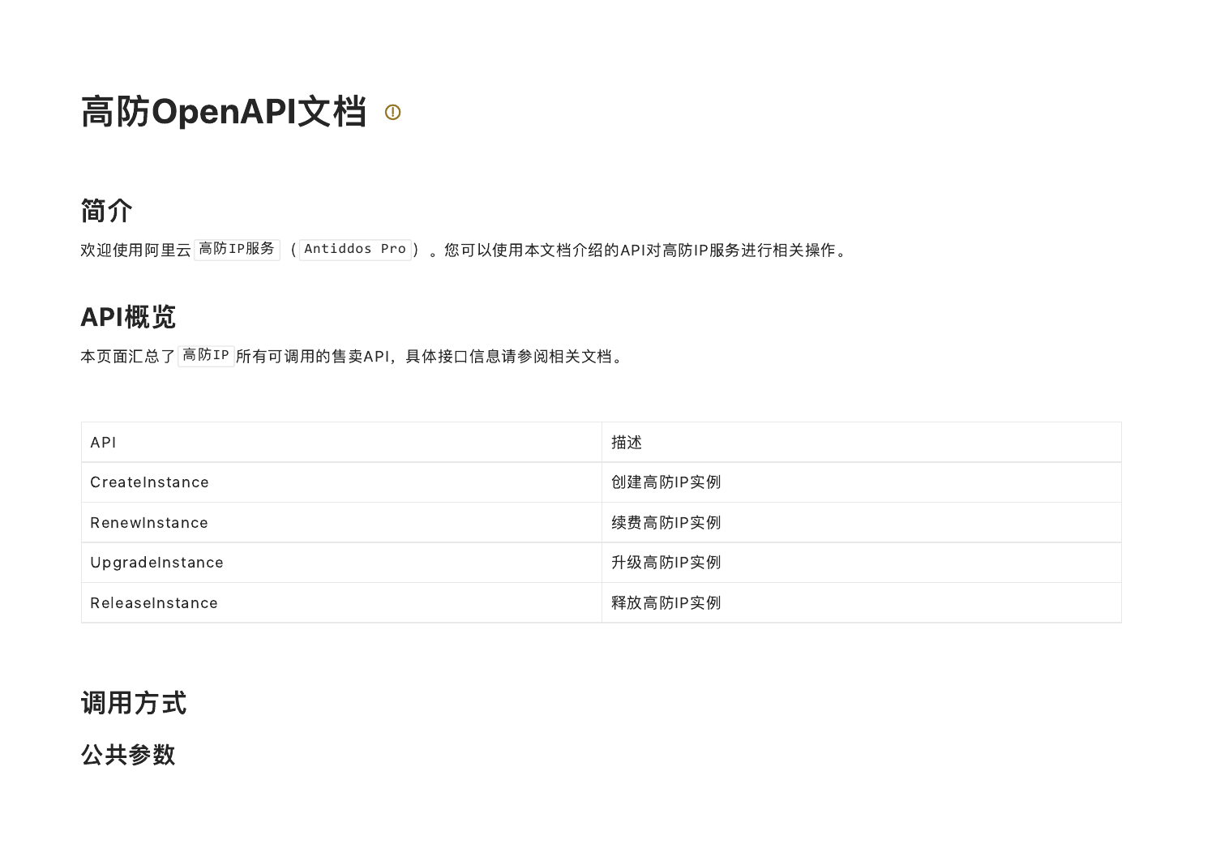# 高防OpenAPI文档

## 简介

欢迎使用阿里云`高防IP服务`（`Antiddos Pro`）。您可以使用本文档介绍的API对高防IP服务进行相关操作。

## API概览

本页面汇总了`高防IP`所有可调用的售卖API，具体接口信息请参阅相关文档。

| API | 描述 |
| --- | --- |
| CreateInstance | 创建高防IP实例 |
| RenewInstance | 续费高防IP实例 |
| UpgradeInstance | 升级高防IP实例 |
| ReleaseInstance | 释放高防IP实例 |

## 调用方式

### 公共参数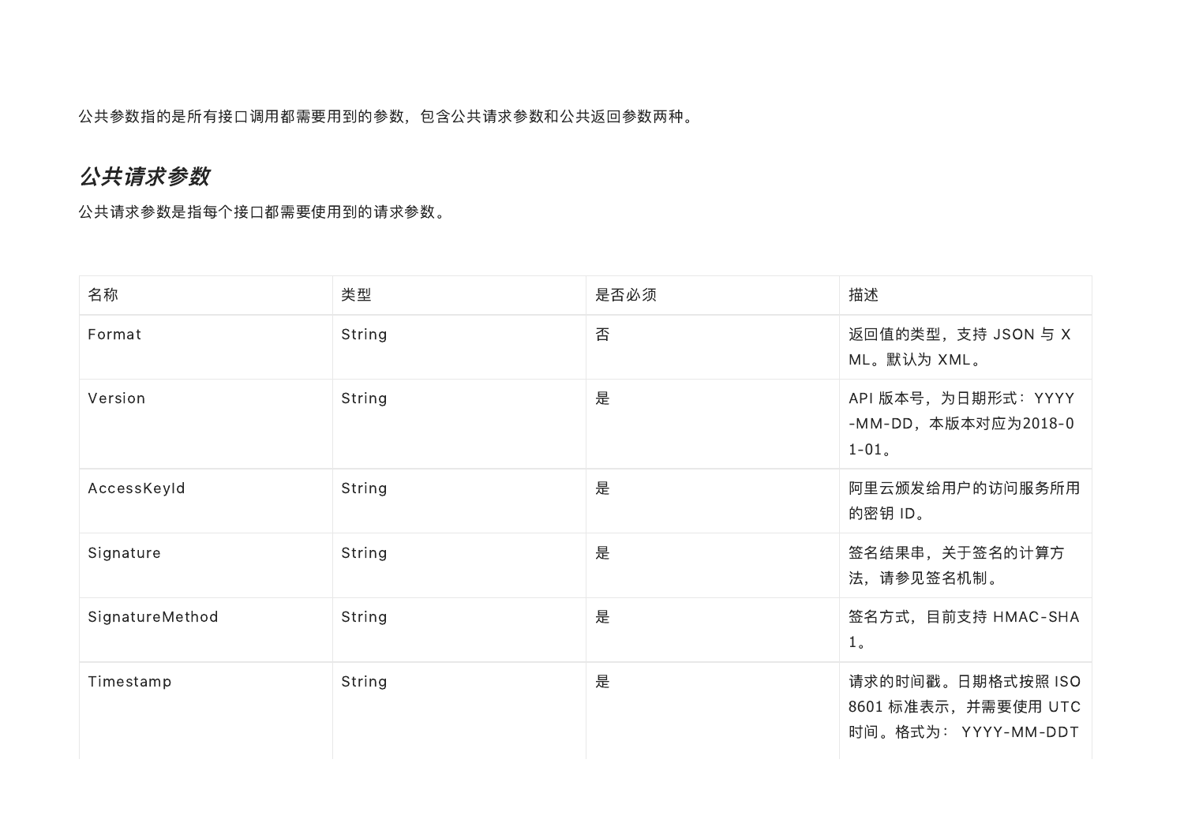公共参数指的是所有接口调用都需要用到的参数，包含公共请求参数和公共返回参数两种。

## *公共请求参数*

公共请求参数是指每个接口都需要使用到的请求参数。

| 名称 | 类型 | 是否必须 | 描述 |
| --- | --- | --- | --- |
| Format | String | 否 | 返回值的类型，支持 JSON 与 XML。默认为 XML。 |
| Version | String | 是 | API 版本号，为日期形式：YYYY-MM-DD，本版本对应为2018-01-01。 |
| AccessKeyId | String | 是 | 阿里云颁发给用户的访问服务所用的密钥 ID。 |
| Signature | String | 是 | 签名结果串，关于签名的计算方法，请参见签名机制。 |
| SignatureMethod | String | 是 | 签名方式，目前支持 HMAC-SHA1。 |
| Timestamp | String | 是 | 请求的时间戳。日期格式按照 ISO 8601 标准表示，并需要使用 UTC 时间。格式为： YYYY-MM-DDT |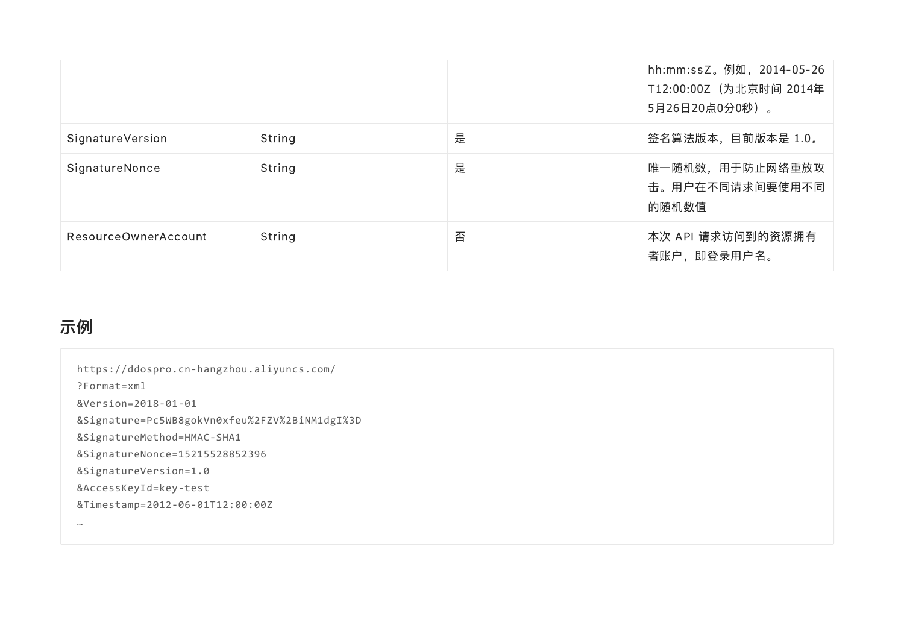| | | | hh:mm:ssZ。例如，2014-05-26T12:00:00Z（为北京时间 2014年5月26日20点0分0秒）。 |
|---|---|---|---|
| SignatureVersion | String | 是 | 签名算法版本，目前版本是 1.0。 |
| SignatureNonce | String | 是 | 唯一随机数，用于防止网络重放攻击。用户在不同请求间要使用不同的随机数值 |
| ResourceOwnerAccount | String | 否 | 本次 API 请求访问到的资源拥有者账户，即登录用户名。 |

## 示例

```
https://ddospro.cn-hangzhou.aliyuncs.com/
?Format=xml
&Version=2018-01-01
&Signature=Pc5WB8gokVn0xfeu%2FZV%2BiNM1dgI%3D
&SignatureMethod=HMAC-SHA1
&SignatureNonce=15215528852396
&SignatureVersion=1.0
&AccessKeyId=key-test
&Timestamp=2012-06-01T12:00:00Z
…
```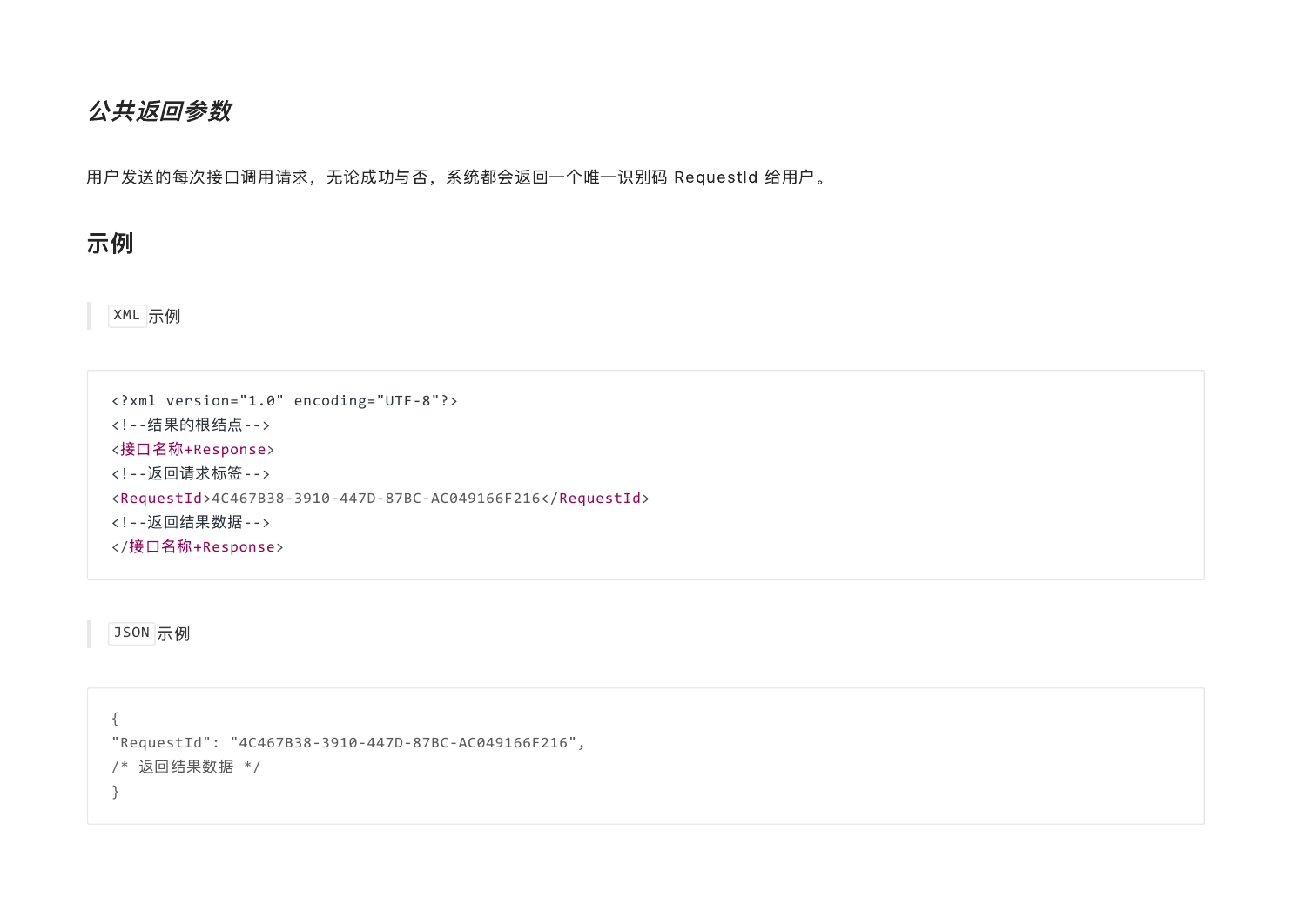### *公共返回参数*

用户发送的每次接口调用请求，无论成功与否，系统都会返回一个唯一识别码 RequestId 给用户。

## 示例

> `XML` 示例

```
<?xml version="1.0" encoding="UTF-8"?>
<!--结果的根结点-->
<接口名称+Response>
<!--返回请求标签-->
<RequestId>4C467B38-3910-447D-87BC-AC049166F216</RequestId>
<!--返回结果数据-->
</接口名称+Response>
```

> `JSON` 示例

```
{
"RequestId": "4C467B38-3910-447D-87BC-AC049166F216",
/* 返回结果数据 */
}
```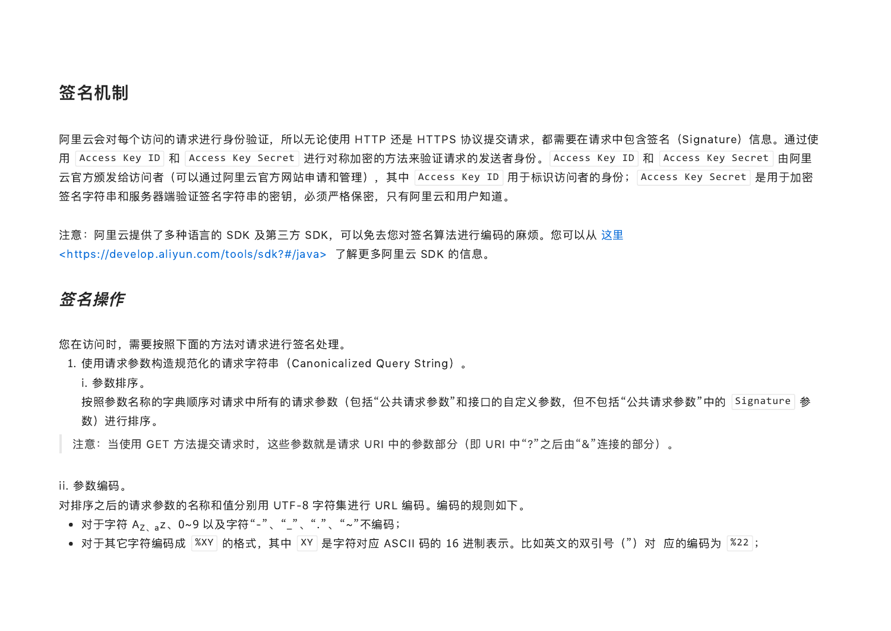## 签名机制

阿里云会对每个访问的请求进行身份验证，所以无论使用 HTTP 还是 HTTPS 协议提交请求，都需要在请求中包含签名（Signature）信息。通过使用 `Access Key ID` 和 `Access Key Secret` 进行对称加密的方法来验证请求的发送者身份。`Access Key ID` 和 `Access Key Secret` 由阿里云官方颁发给访问者（可以通过阿里云官方网站申请和管理），其中 `Access Key ID` 用于标识访问者的身份；`Access Key Secret` 是用于加密签名字符串和服务器端验证签名字符串的密钥，必须严格保密，只有阿里云和用户知道。

注意：阿里云提供了多种语言的 SDK 及第三方 SDK，可以免去您对签名算法进行编码的麻烦。您可以从 这里 <https://develop.aliyun.com/tools/sdk?#/java> 了解更多阿里云 SDK 的信息。

## *签名操作*

您在访问时，需要按照下面的方法对请求进行签名处理。

1. 使用请求参数构造规范化的请求字符串（Canonicalized Query String）。

   i. 参数排序。
   按照参数名称的字典顺序对请求中所有的请求参数（包括“公共请求参数”和接口的自定义参数，但不包括“公共请求参数”中的 `Signature` 参数）进行排序。

> 注意：当使用 GET 方法提交请求时，这些参数就是请求 URI 中的参数部分（即 URI 中“?”之后由“&”连接的部分）。

ii. 参数编码。
对排序之后的请求参数的名称和值分别用 UTF-8 字符集进行 URL 编码。编码的规则如下。

- 对于字符 A~Z、a~z、0~9 以及字符“-”、“_”、“.”、“~”不编码；
- 对于其它字符编码成 `%XY` 的格式，其中 `XY` 是字符对应 ASCII 码的 16 进制表示。比如英文的双引号（”）对 应的编码为 `%22`；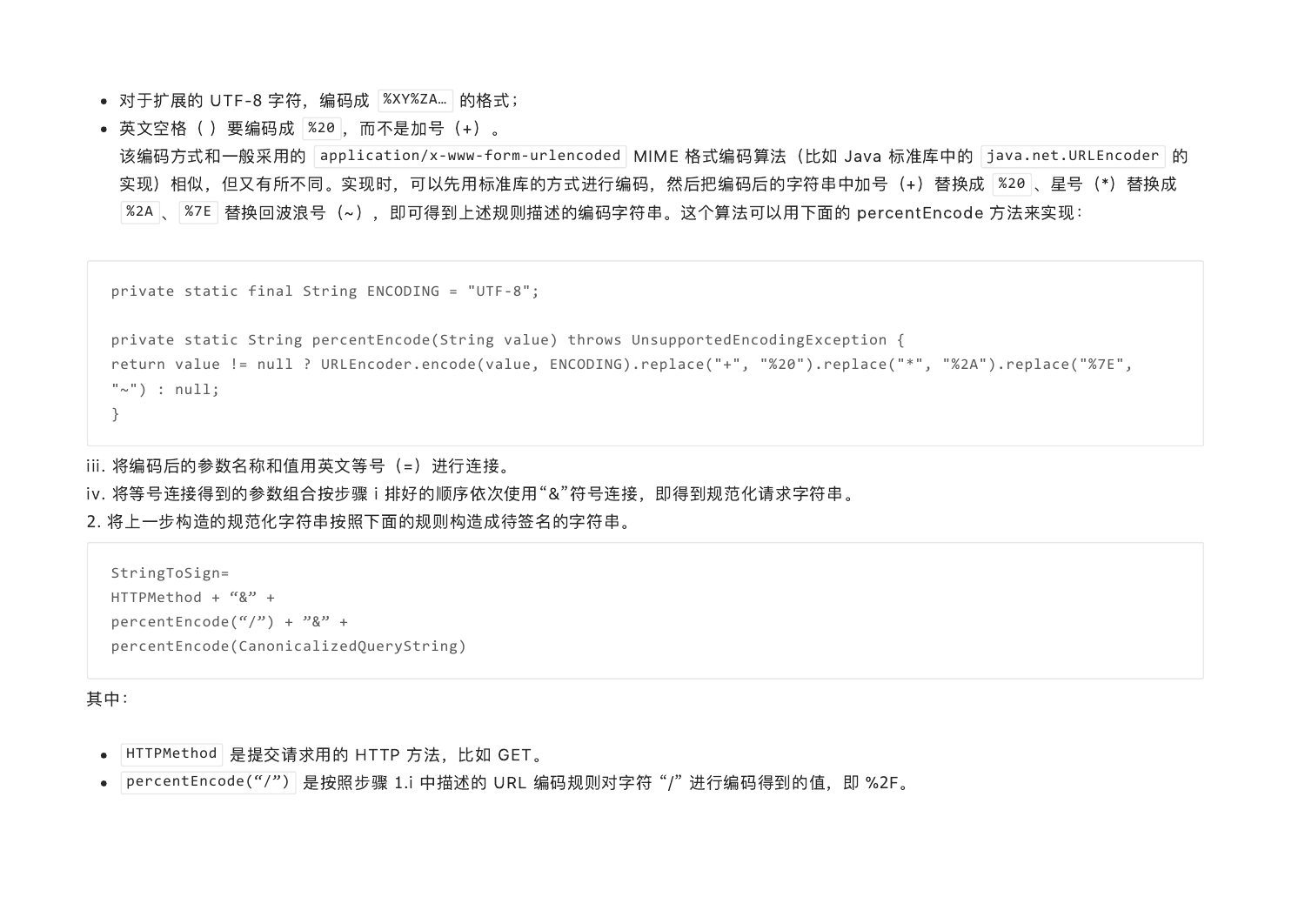- 对于扩展的 UTF-8 字符，编码成 `%XY%ZA…` 的格式；
- 英文空格（ ）要编码成 `%20`，而不是加号（+）。
  该编码方式和一般采用的 `application/x-www-form-urlencoded` MIME 格式编码算法（比如 Java 标准库中的 `java.net.URLEncoder` 的实现）相似，但又有所不同。实现时，可以先用标准库的方式进行编码，然后把编码后的字符串中加号（+）替换成 `%20`、星号（*）替换成 `%2A`、`%7E` 替换回波浪号（~），即可得到上述规则描述的编码字符串。这个算法可以用下面的 percentEncode 方法来实现：

```
private static final String ENCODING = "UTF-8";

private static String percentEncode(String value) throws UnsupportedEncodingException {
return value != null ? URLEncoder.encode(value, ENCODING).replace("+", "%20").replace("*", "%2A").replace("%7E",
"~") : null;
}
```

iii. 将编码后的参数名称和值用英文等号（=）进行连接。

iv. 将等号连接得到的参数组合按步骤 i 排好的顺序依次使用“&”符号连接，即得到规范化请求字符串。

2. 将上一步构造的规范化字符串按照下面的规则构造成待签名的字符串。

```
StringToSign=
HTTPMethod + “&” +
percentEncode(“/”) + ”&” +
percentEncode(CanonicalizedQueryString)
```

其中：

- `HTTPMethod` 是提交请求用的 HTTP 方法，比如 GET。
- `percentEncode(“/”)` 是按照步骤 1.i 中描述的 URL 编码规则对字符 “/” 进行编码得到的值，即 %2F。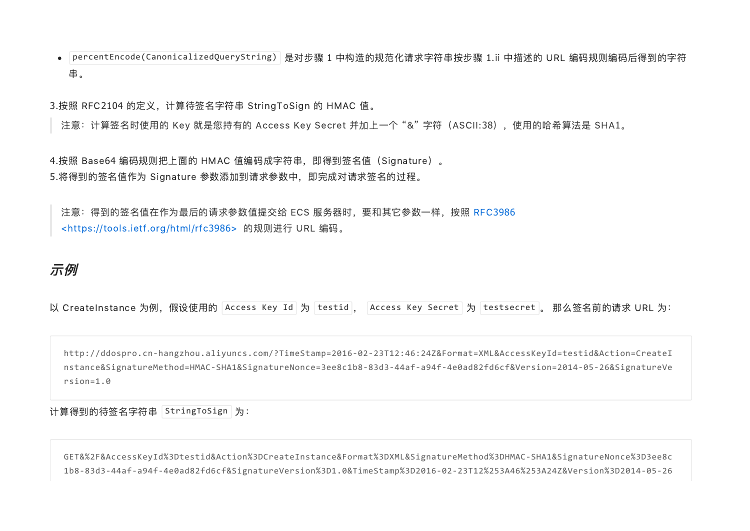- `percentEncode(CanonicalizedQueryString)` 是对步骤 1 中构造的规范化请求字符串按步骤 1.ii 中描述的 URL 编码规则编码后得到的字符串。

3.按照 RFC2104 的定义，计算待签名字符串 StringToSign 的 HMAC 值。

> 注意：计算签名时使用的 Key 就是您持有的 Access Key Secret 并加上一个“&”字符（ASCII:38），使用的哈希算法是 SHA1。

4.按照 Base64 编码规则把上面的 HMAC 值编码成字符串，即得到签名值（Signature）。
5.将得到的签名值作为 Signature 参数添加到请求参数中，即完成对请求签名的过程。

> 注意：得到的签名值在作为最后的请求参数值提交给 ECS 服务器时，要和其它参数一样，按照 RFC3986 <https://tools.ietf.org/html/rfc3986> 的规则进行 URL 编码。

## *示例*

以 CreateInstance 为例，假设使用的 `Access Key Id` 为 `testid`，`Access Key Secret` 为 `testsecret`。那么签名前的请求 URL 为：

```
http://ddospro.cn-hangzhou.aliyuncs.com/?TimeStamp=2016-02-23T12:46:24Z&Format=XML&AccessKeyId=testid&Action=CreateInstance&SignatureMethod=HMAC-SHA1&SignatureNonce=3ee8c1b8-83d3-44af-a94f-4e0ad82fd6cf&Version=2014-05-26&SignatureVersion=1.0
```

计算得到的待签名字符串 `StringToSign` 为：

```
GET&%2F&AccessKeyId%3Dtestid&Action%3DCreateInstance&Format%3DXML&SignatureMethod%3DHMAC-SHA1&SignatureNonce%3D3ee8c1b8-83d3-44af-a94f-4e0ad82fd6cf&SignatureVersion%3D1.0&TimeStamp%3D2016-02-23T12%253A46%253A24Z&Version%3D2014-05-26
```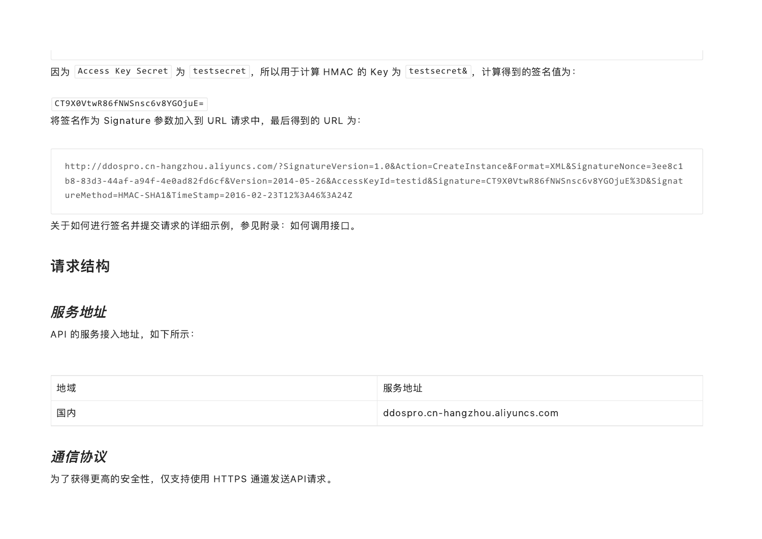因为 `Access Key Secret` 为 `testsecret`，所以用于计算 HMAC 的 Key 为 `testsecret&`，计算得到的签名值为：

`CT9X0VtwR86fNWSnsc6v8YGOjuE=`

将签名作为 Signature 参数加入到 URL 请求中，最后得到的 URL 为：

```
http://ddospro.cn-hangzhou.aliyuncs.com/?SignatureVersion=1.0&Action=CreateInstance&Format=XML&SignatureNonce=3ee8c1b8-83d3-44af-a94f-4e0ad82fd6cf&Version=2014-05-26&AccessKeyId=testid&Signature=CT9X0VtwR86fNWSnsc6v8YGOjuE%3D&SignatureMethod=HMAC-SHA1&TimeStamp=2016-02-23T12%3A46%3A24Z
```

关于如何进行签名并提交请求的详细示例，参见附录：如何调用接口。

## 请求结构

### *服务地址*

API 的服务接入地址，如下所示：

| 地域 | 服务地址 |
| --- | --- |
| 国内 | ddospro.cn-hangzhou.aliyuncs.com |

### *通信协议*

为了获得更高的安全性，仅支持使用 HTTPS 通道发送API请求。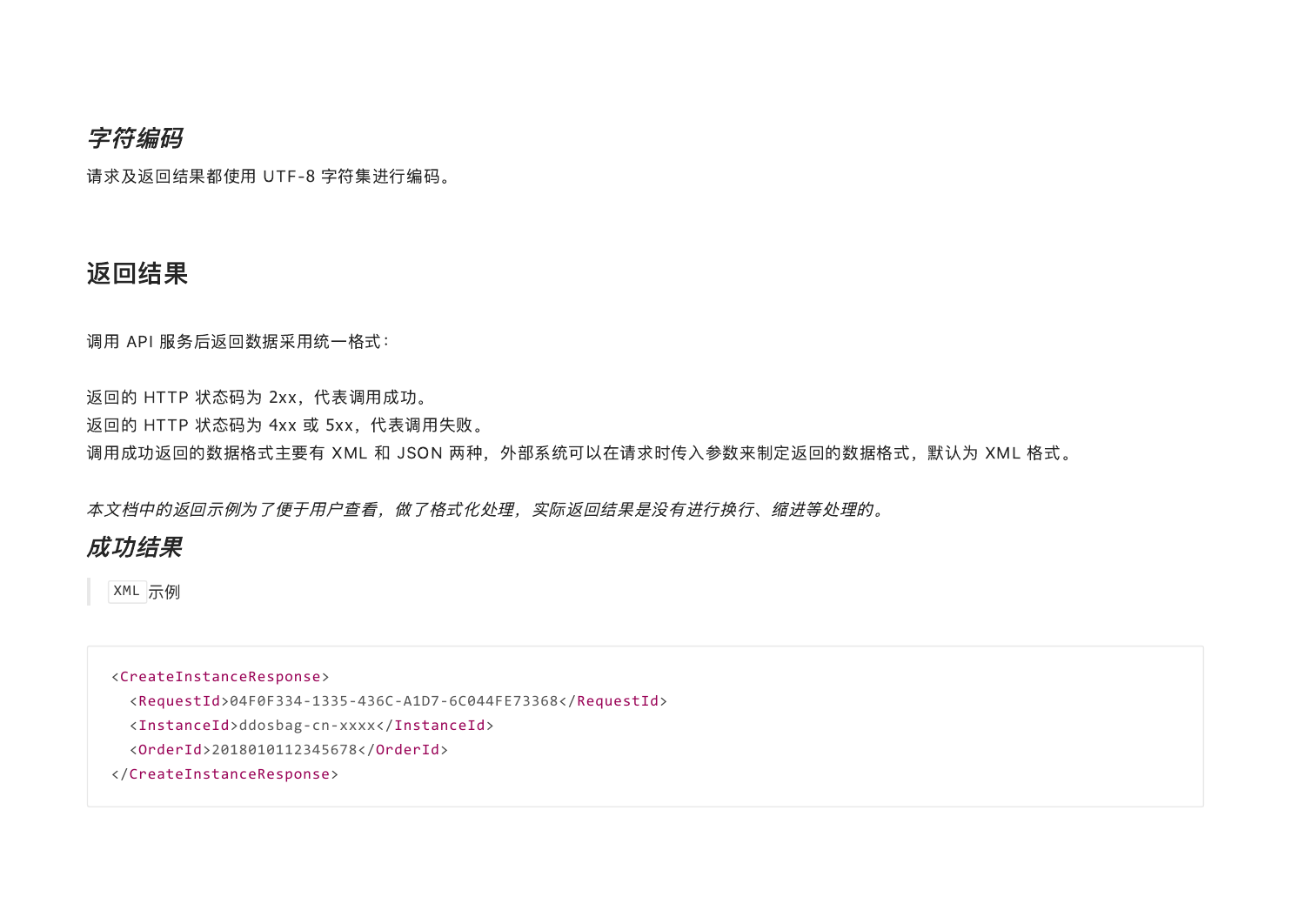### *字符编码*

请求及返回结果都使用 UTF-8 字符集进行编码。

## 返回结果

调用 API 服务后返回数据采用统一格式：

返回的 HTTP 状态码为 2xx，代表调用成功。
返回的 HTTP 状态码为 4xx 或 5xx，代表调用失败。
调用成功返回的数据格式主要有 XML 和 JSON 两种，外部系统可以在请求时传入参数来制定返回的数据格式，默认为 XML 格式。

*本文档中的返回示例为了便于用户查看，做了格式化处理，实际返回结果是没有进行换行、缩进等处理的。*

### *成功结果*

> `XML` 示例

```
<CreateInstanceResponse>
  <RequestId>04F0F334-1335-436C-A1D7-6C044FE73368</RequestId>
  <InstanceId>ddosbag-cn-xxxx</InstanceId>
  <OrderId>2018010112345678</OrderId>
</CreateInstanceResponse>
```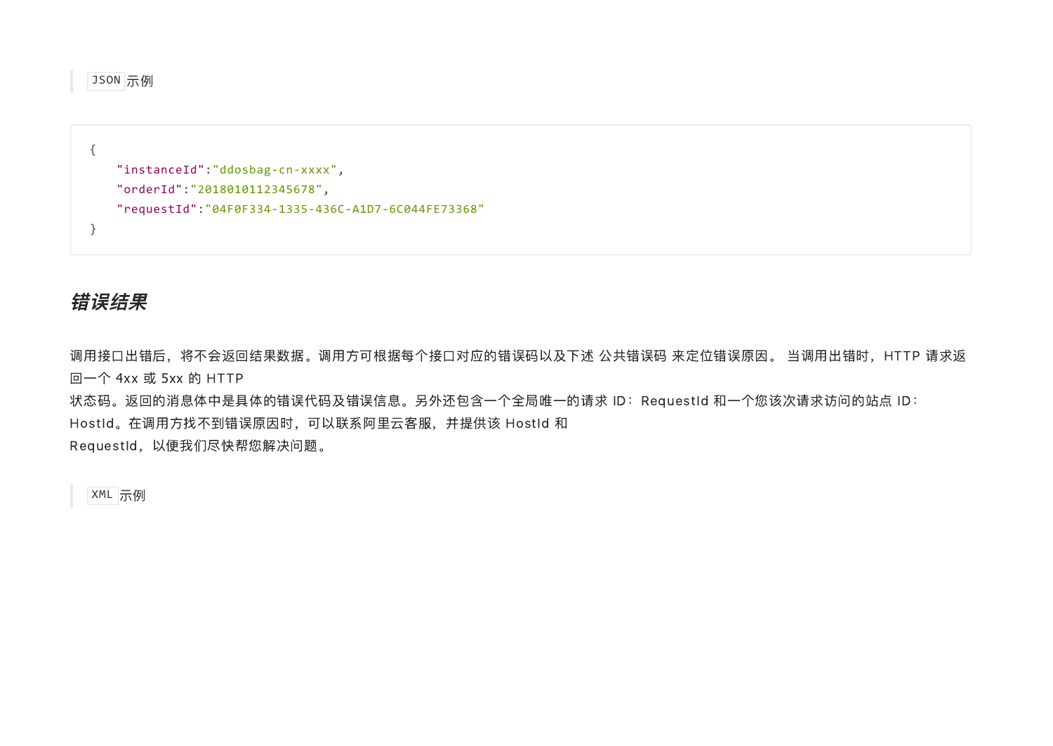> `JSON`示例

```
{
    "instanceId":"ddosbag-cn-xxxx",
    "orderId":"2018010112345678",
    "requestId":"04F0F334-1335-436C-A1D7-6C044FE73368"
}
```

### *错误结果*

调用接口出错后，将不会返回结果数据。调用方可根据每个接口对应的错误码以及下述 公共错误码 来定位错误原因。 当调用出错时，HTTP 请求返回一个 4xx 或 5xx 的 HTTP
状态码。返回的消息体中是具体的错误代码及错误信息。另外还包含一个全局唯一的请求 ID：RequestId 和一个您该次请求访问的站点 ID：HostId。在调用方找不到错误原因时，可以联系阿里云客服，并提供该 HostId 和
RequestId，以便我们尽快帮您解决问题。

> `XML`示例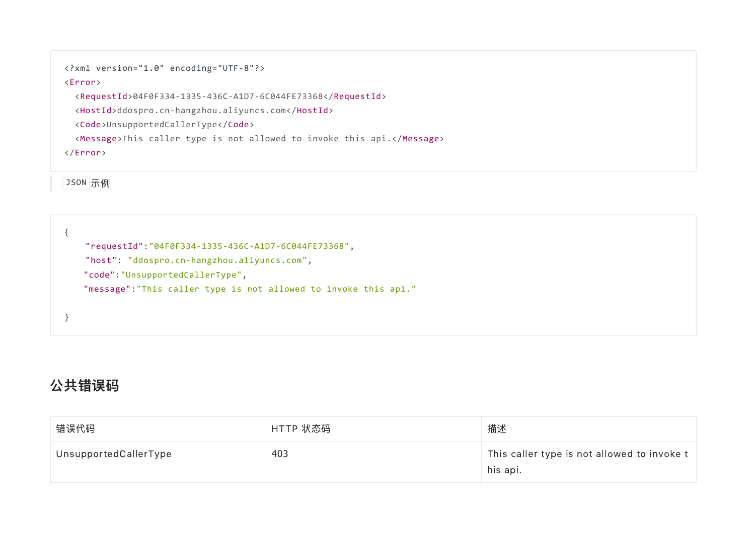```xml
<?xml version="1.0" encoding="UTF-8"?>
<Error>
  <RequestId>04F0F334-1335-436C-A1D7-6C044FE73368</RequestId>
  <HostId>ddospro.cn-hangzhou.aliyuncs.com</HostId>
  <Code>UnsupportedCallerType</Code>
  <Message>This caller type is not allowed to invoke this api.</Message>
</Error>
```

> `JSON` 示例

```json
{
    "requestId":"04F0F334-1335-436C-A1D7-6C044FE73368",
    "host": "ddospro.cn-hangzhou.aliyuncs.com",
    "code":"UnsupportedCallerType",
    "message":"This caller type is not allowed to invoke this api."

}
```

## 公共错误码

| 错误代码 | HTTP 状态码 | 描述 |
| --- | --- | --- |
| UnsupportedCallerType | 403 | This caller type is not allowed to invoke this api. |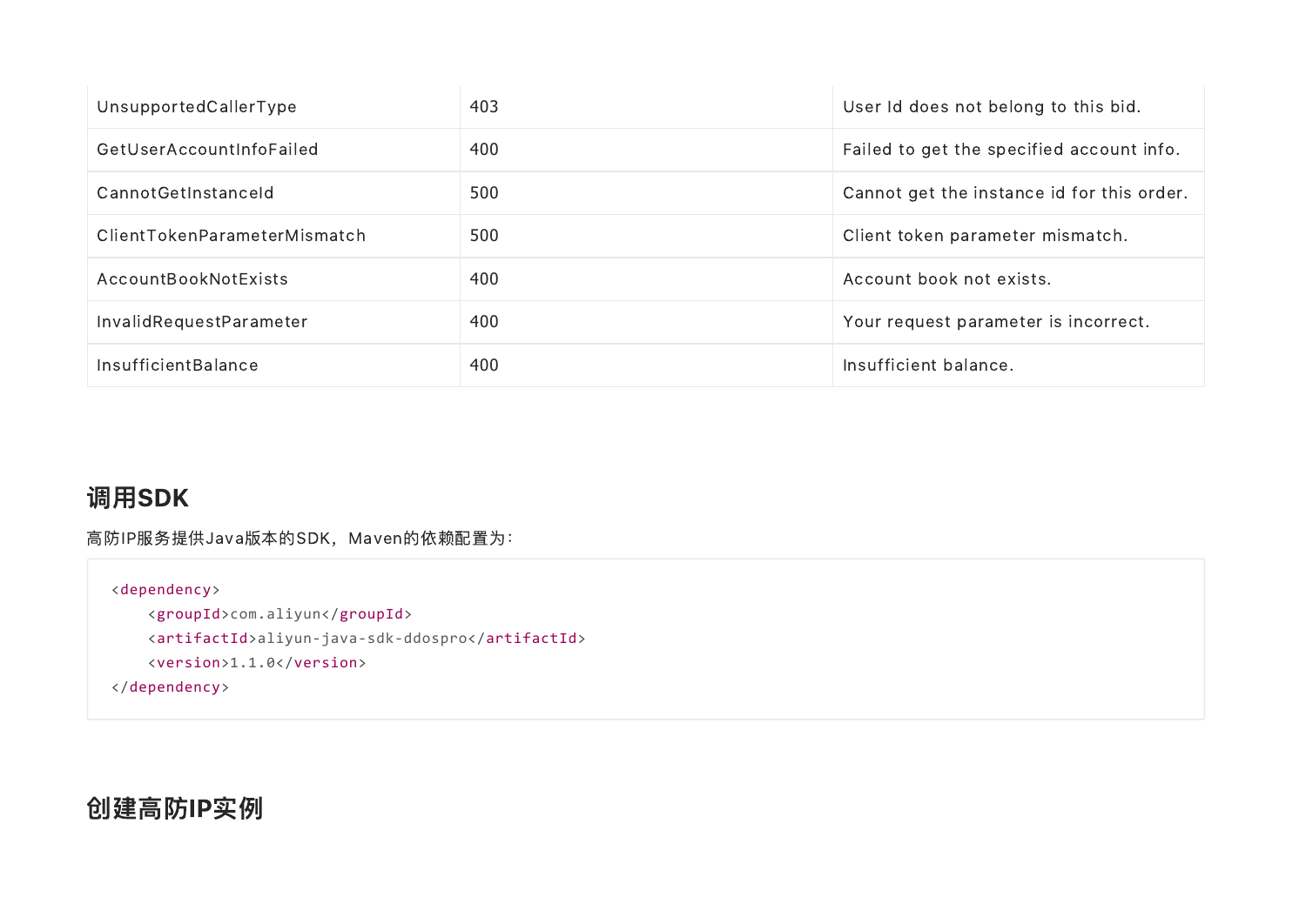| | | |
|---|---|---|
| UnsupportedCallerType | 403 | User Id does not belong to this bid. |
| GetUserAccountInfoFailed | 400 | Failed to get the specified account info. |
| CannotGetInstanceId | 500 | Cannot get the instance id for this order. |
| ClientTokenParameterMismatch | 500 | Client token parameter mismatch. |
| AccountBookNotExists | 400 | Account book not exists. |
| InvalidRequestParameter | 400 | Your request parameter is incorrect. |
| InsufficientBalance | 400 | Insufficient balance. |

## 调用SDK

高防IP服务提供Java版本的SDK，Maven的依赖配置为：

```
<dependency>
    <groupId>com.aliyun</groupId>
    <artifactId>aliyun-java-sdk-ddospro</artifactId>
    <version>1.1.0</version>
</dependency>
```

## 创建高防IP实例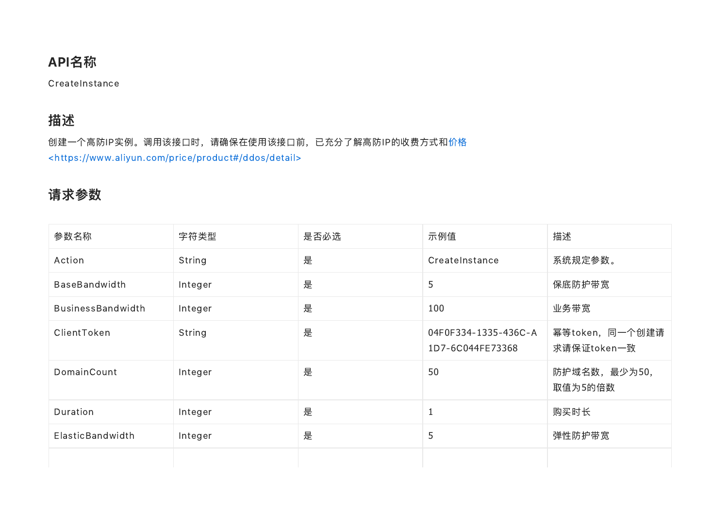## API名称

CreateInstance

## 描述

创建一个高防IP实例。调用该接口时，请确保在使用该接口前，已充分了解高防IP的收费方式和价格 <https://www.aliyun.com/price/product#/ddos/detail>

## 请求参数

| 参数名称 | 字符类型 | 是否必选 | 示例值 | 描述 |
| --- | --- | --- | --- | --- |
| Action | String | 是 | CreateInstance | 系统规定参数。 |
| BaseBandwidth | Integer | 是 | 5 | 保底防护带宽 |
| BusinessBandwidth | Integer | 是 | 100 | 业务带宽 |
| ClientToken | String | 是 | 04F0F334-1335-436C-A1D7-6C044FE73368 | 幂等token，同一个创建请求请保证token一致 |
| DomainCount | Integer | 是 | 50 | 防护域名数，最少为50，取值为5的倍数 |
| Duration | Integer | 是 | 1 | 购买时长 |
| ElasticBandwidth | Integer | 是 | 5 | 弹性防护带宽 |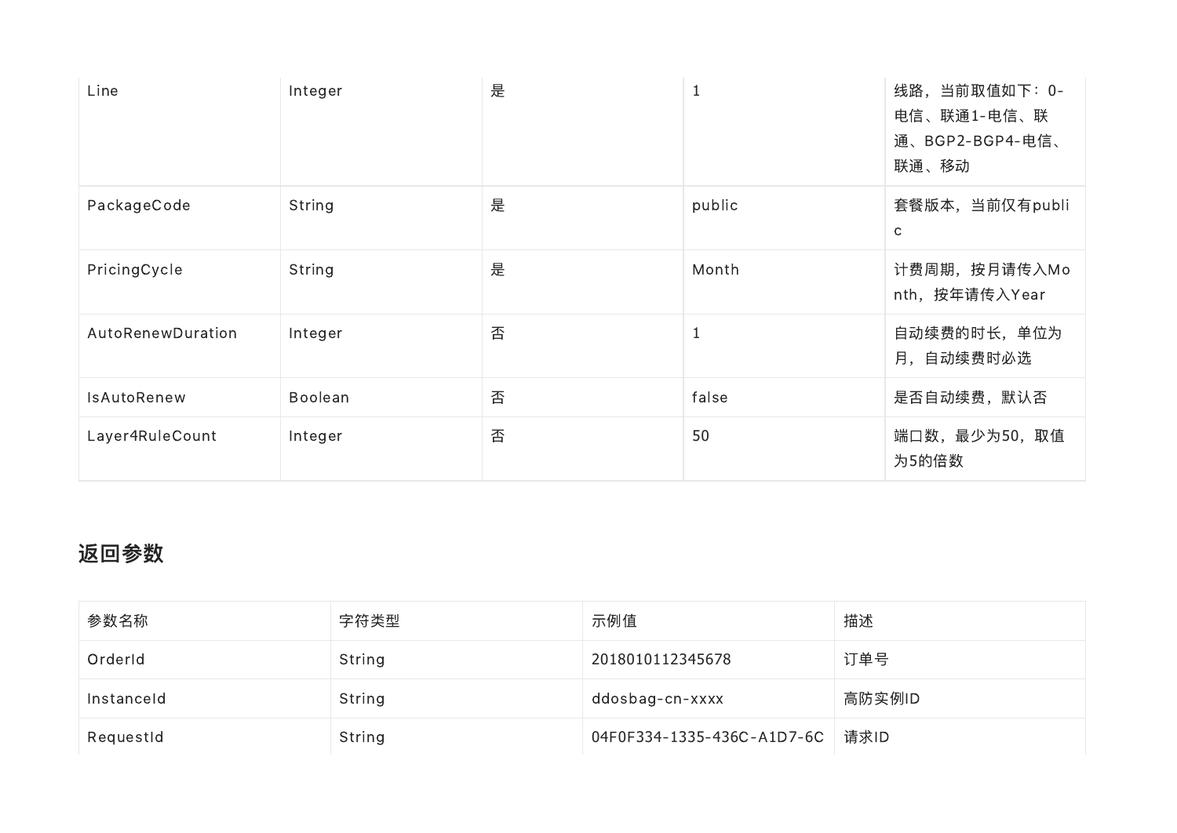| Line | Integer | 是 | 1 | 线路，当前取值如下：0-电信、联通1-电信、联通、BGP2-BGP4-电信、联通、移动 |
|---|---|---|---|---|
| PackageCode | String | 是 | public | 套餐版本，当前仅有public |
| PricingCycle | String | 是 | Month | 计费周期，按月请传入Month，按年请传入Year |
| AutoRenewDuration | Integer | 否 | 1 | 自动续费的时长，单位为月，自动续费时必选 |
| IsAutoRenew | Boolean | 否 | false | 是否自动续费，默认否 |
| Layer4RuleCount | Integer | 否 | 50 | 端口数，最少为50，取值为5的倍数 |

## 返回参数

| 参数名称 | 字符类型 | 示例值 | 描述 |
|---|---|---|---|
| OrderId | String | 2018010112345678 | 订单号 |
| InstanceId | String | ddosbag-cn-xxxx | 高防实例ID |
| RequestId | String | 04F0F334-1335-436C-A1D7-6C | 请求ID |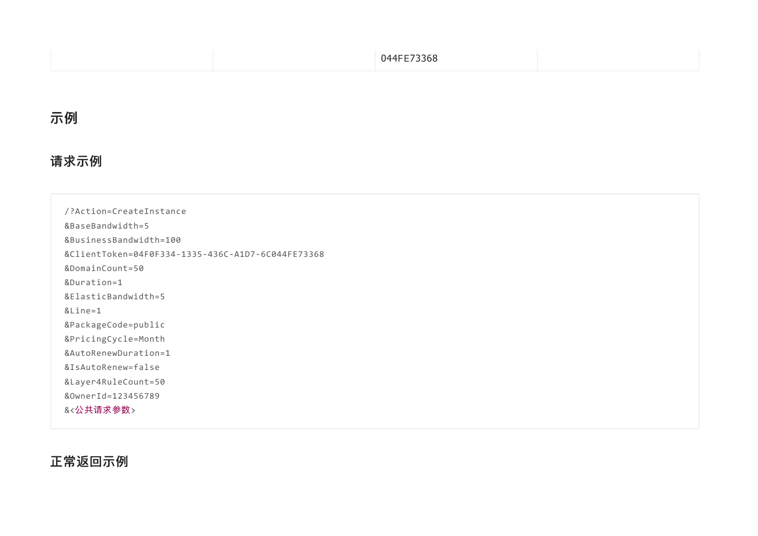| | | 044FE73368 | |
| --- | --- | --- | --- |

## 示例

### 请求示例

```
/?Action=CreateInstance
&BaseBandwidth=5
&BusinessBandwidth=100
&ClientToken=04F0F334-1335-436C-A1D7-6C044FE73368
&DomainCount=50
&Duration=1
&ElasticBandwidth=5
&Line=1
&PackageCode=public
&PricingCycle=Month
&AutoRenewDuration=1
&IsAutoRenew=false
&Layer4RuleCount=50
&OwnerId=123456789
&<公共请求参数>
```

### 正常返回示例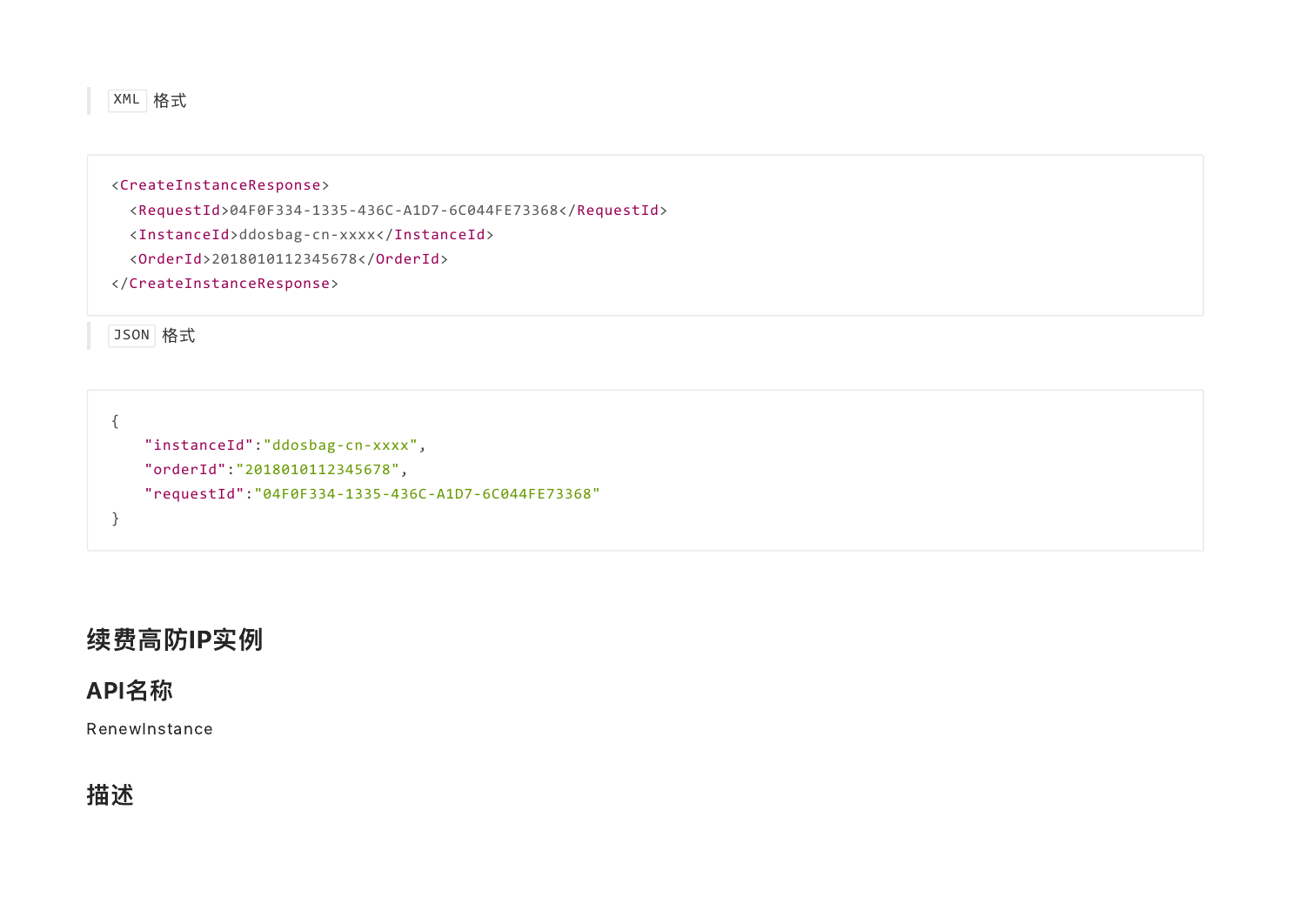> `XML` 格式

```
<CreateInstanceResponse>
  <RequestId>04F0F334-1335-436C-A1D7-6C044FE73368</RequestId>
  <InstanceId>ddosbag-cn-xxxx</InstanceId>
  <OrderId>2018010112345678</OrderId>
</CreateInstanceResponse>
```

> `JSON` 格式

```
{
    "instanceId":"ddosbag-cn-xxxx",
    "orderId":"2018010112345678",
    "requestId":"04F0F334-1335-436C-A1D7-6C044FE73368"
}
```

## 续费高防IP实例

### API名称

RenewInstance

### 描述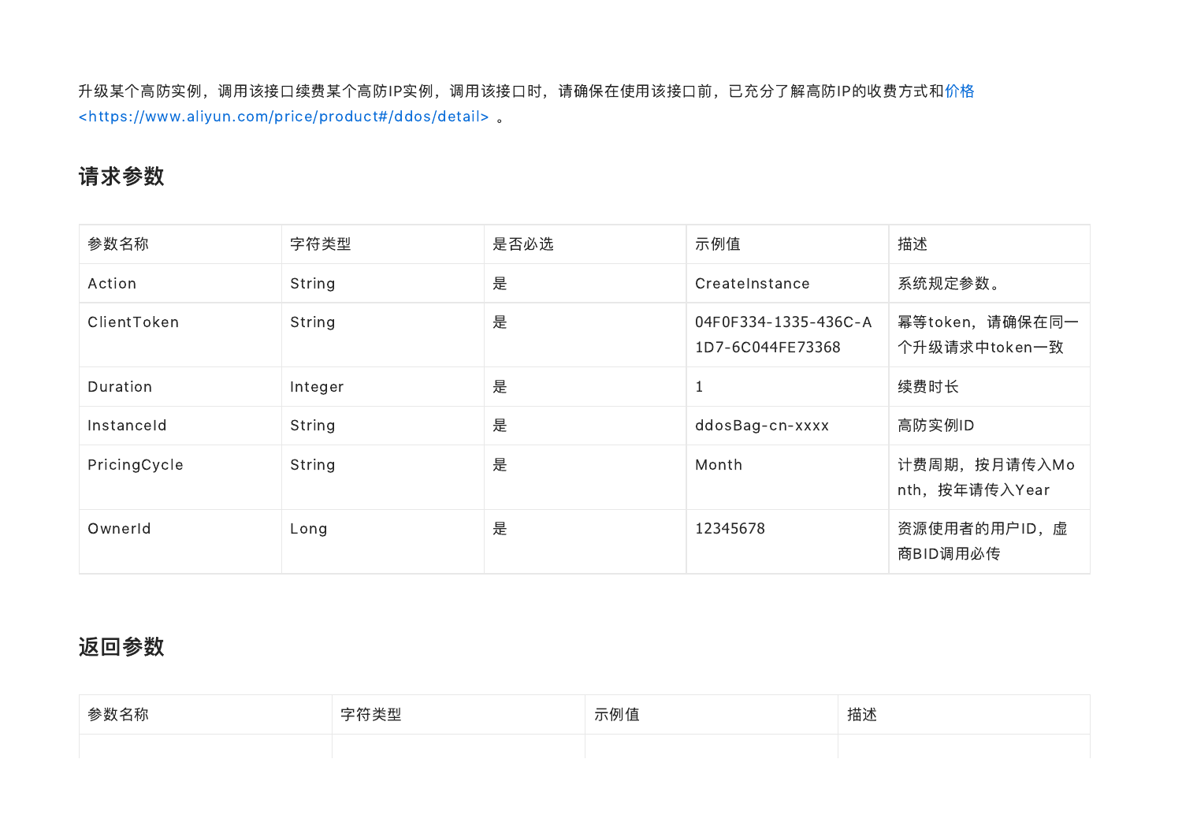升级某个高防实例，调用该接口续费某个高防IP实例，调用该接口时，请确保在使用该接口前，已充分了解高防IP的收费方式和价格 <https://www.aliyun.com/price/product#/ddos/detail> 。

## 请求参数

| 参数名称 | 字符类型 | 是否必选 | 示例值 | 描述 |
| --- | --- | --- | --- | --- |
| Action | String | 是 | CreateInstance | 系统规定参数。 |
| ClientToken | String | 是 | 04F0F334-1335-436C-A1D7-6C044FE73368 | 幂等token，请确保在同一个升级请求中token一致 |
| Duration | Integer | 是 | 1 | 续费时长 |
| InstanceId | String | 是 | ddosBag-cn-xxxx | 高防实例ID |
| PricingCycle | String | 是 | Month | 计费周期，按月请传入Month，按年请传入Year |
| OwnerId | Long | 是 | 12345678 | 资源使用者的用户ID，虚商BID调用必传 |

## 返回参数

| 参数名称 | 字符类型 | 示例值 | 描述 |
| --- | --- | --- | --- |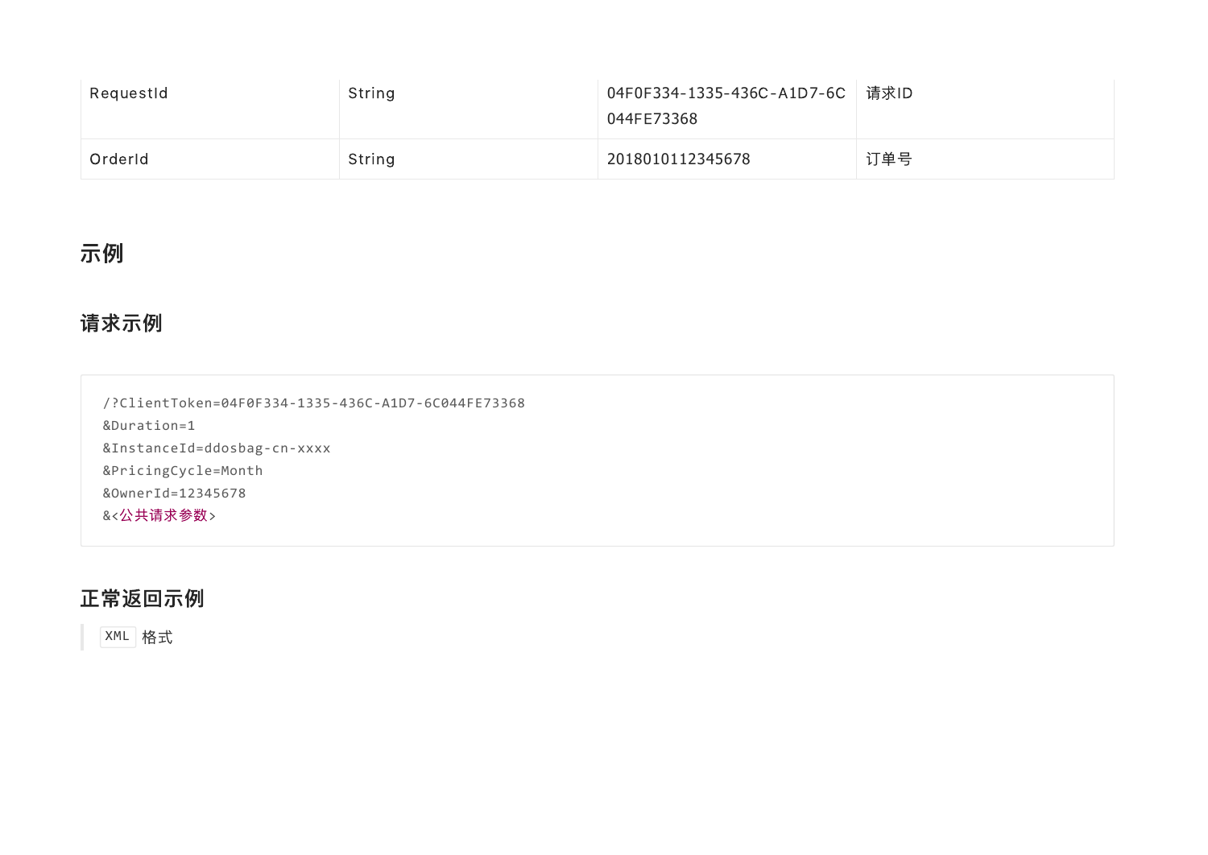| RequestId | String | 04F0F334-1335-436C-A1D7-6C044FE73368 | 请求ID |
| --- | --- | --- | --- |
| OrderId | String | 2018010112345678 | 订单号 |

## 示例

### 请求示例

```
/?ClientToken=04F0F334-1335-436C-A1D7-6C044FE73368
&Duration=1
&InstanceId=ddosbag-cn-xxxx
&PricingCycle=Month
&OwnerId=12345678
&<公共请求参数>
```

### 正常返回示例

> `XML` 格式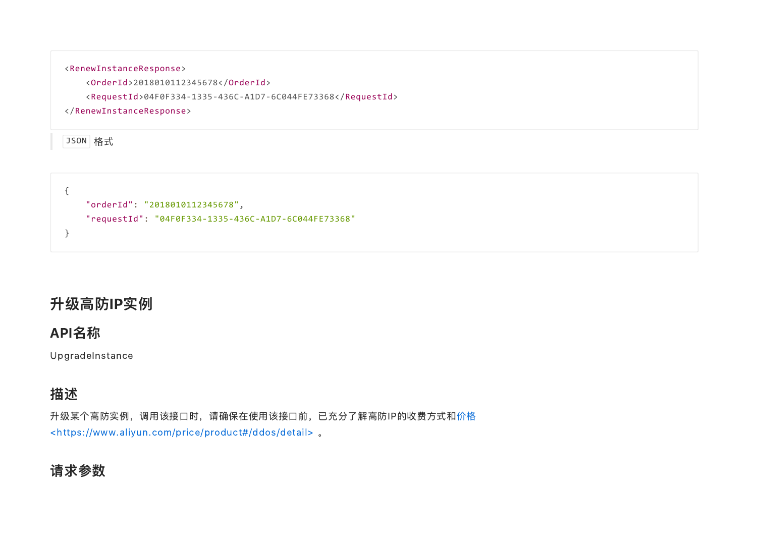```
<RenewInstanceResponse>
    <OrderId>2018010112345678</OrderId>
    <RequestId>04F0F334-1335-436C-A1D7-6C044FE73368</RequestId>
</RenewInstanceResponse>
```

> `JSON` 格式

```
{
    "orderId": "2018010112345678",
    "requestId": "04F0F334-1335-436C-A1D7-6C044FE73368"
}
```

## 升级高防IP实例

### API名称

UpgradeInstance

### 描述

升级某个高防实例，调用该接口时，请确保在使用该接口前，已充分了解高防IP的收费方式和[价格](https://www.aliyun.com/price/product#/ddos/detail)<https://www.aliyun.com/price/product#/ddos/detail> 。

### 请求参数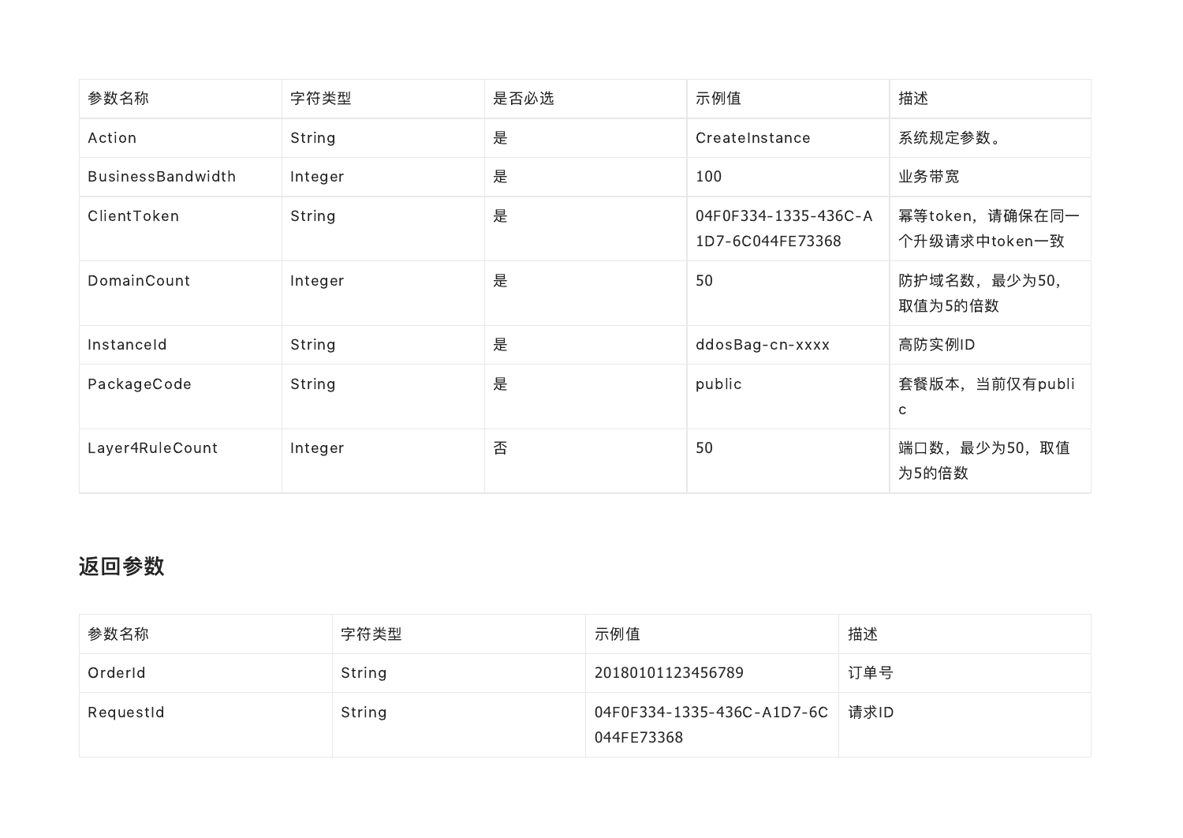| 参数名称 | 字符类型 | 是否必选 | 示例值 | 描述 |
| --- | --- | --- | --- | --- |
| Action | String | 是 | CreateInstance | 系统规定参数。 |
| BusinessBandwidth | Integer | 是 | 100 | 业务带宽 |
| ClientToken | String | 是 | 04F0F334-1335-436C-A1D7-6C044FE73368 | 幂等token，请确保在同一个升级请求中token一致 |
| DomainCount | Integer | 是 | 50 | 防护域名数，最少为50，取值为5的倍数 |
| InstanceId | String | 是 | ddosBag-cn-xxxx | 高防实例ID |
| PackageCode | String | 是 | public | 套餐版本，当前仅有public |
| Layer4RuleCount | Integer | 否 | 50 | 端口数，最少为50，取值为5的倍数 |

## 返回参数

| 参数名称 | 字符类型 | 示例值 | 描述 |
| --- | --- | --- | --- |
| OrderId | String | 20180101123456789 | 订单号 |
| RequestId | String | 04F0F334-1335-436C-A1D7-6C044FE73368 | 请求ID |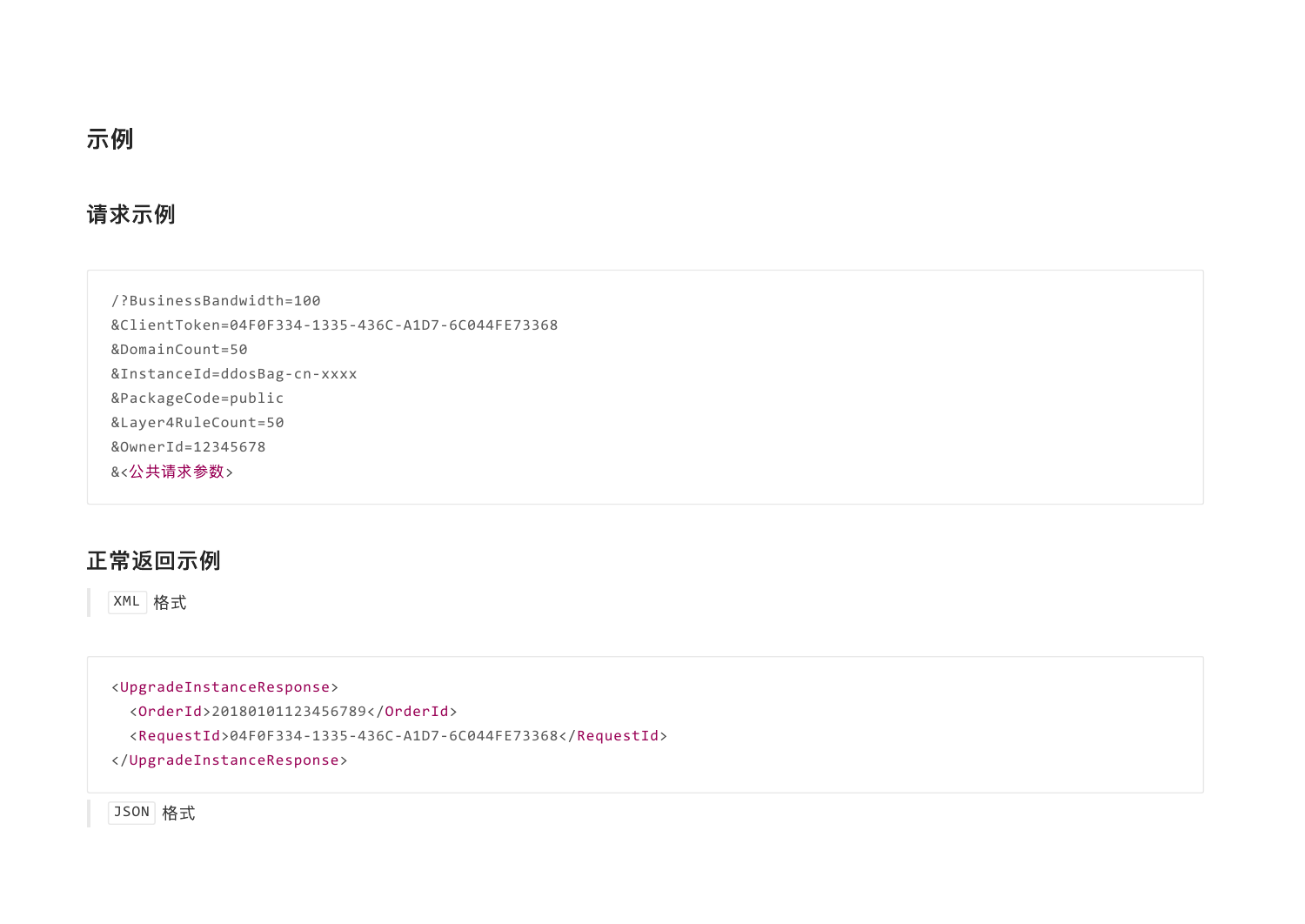## 示例

### 请求示例

```
/?BusinessBandwidth=100
&ClientToken=04F0F334-1335-436C-A1D7-6C044FE73368
&DomainCount=50
&InstanceId=ddosBag-cn-xxxx
&PackageCode=public
&Layer4RuleCount=50
&OwnerId=12345678
&<公共请求参数>
```

### 正常返回示例

> `XML` 格式

```
<UpgradeInstanceResponse>
  <OrderId>20180101123456789</OrderId>
  <RequestId>04F0F334-1335-436C-A1D7-6C044FE73368</RequestId>
</UpgradeInstanceResponse>
```

> `JSON` 格式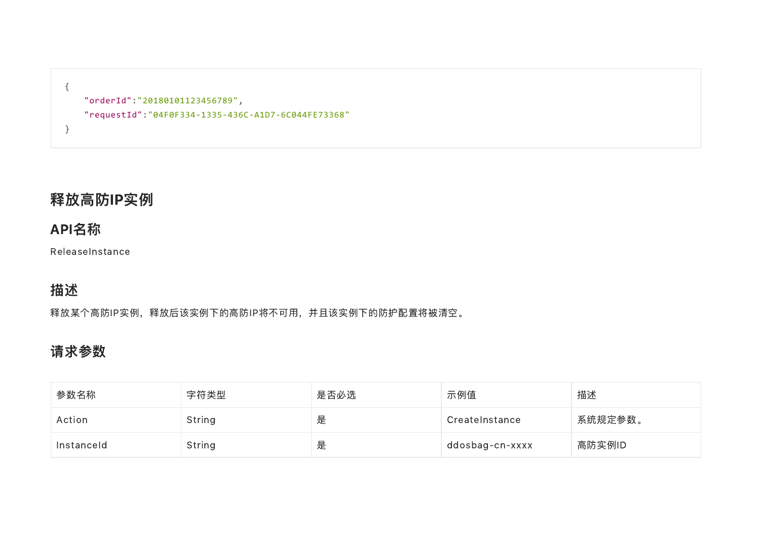```
{
    "orderId":"20180101123456789",
    "requestId":"04F0F334-1335-436C-A1D7-6C044FE73368"
}
```

# 释放高防IP实例

## API名称

ReleaseInstance

## 描述

释放某个高防IP实例，释放后该实例下的高防IP将不可用，并且该实例下的防护配置将被清空。

## 请求参数

| 参数名称 | 字符类型 | 是否必选 | 示例值 | 描述 |
| --- | --- | --- | --- | --- |
| Action | String | 是 | CreateInstance | 系统规定参数。 |
| InstanceId | String | 是 | ddosbag-cn-xxxx | 高防实例ID |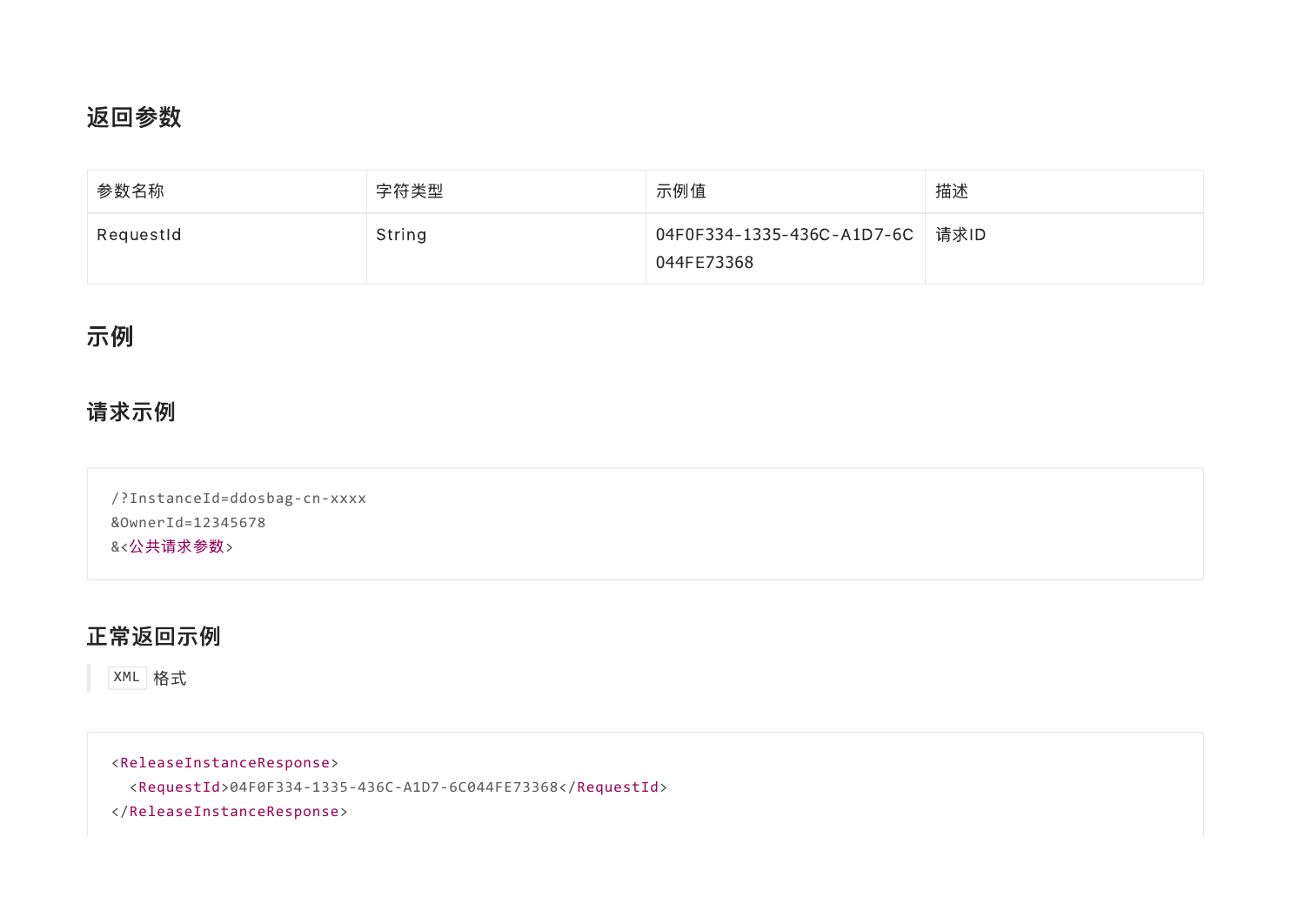## 返回参数

| 参数名称 | 字符类型 | 示例值 | 描述 |
| --- | --- | --- | --- |
| RequestId | String | 04F0F334-1335-436C-A1D7-6C044FE73368 | 请求ID |

## 示例

### 请求示例

```
/?InstanceId=ddosbag-cn-xxxx
&OwnerId=12345678
&<公共请求参数>
```

### 正常返回示例

> `XML` 格式

```
<ReleaseInstanceResponse>
  <RequestId>04F0F334-1335-436C-A1D7-6C044FE73368</RequestId>
</ReleaseInstanceResponse>
```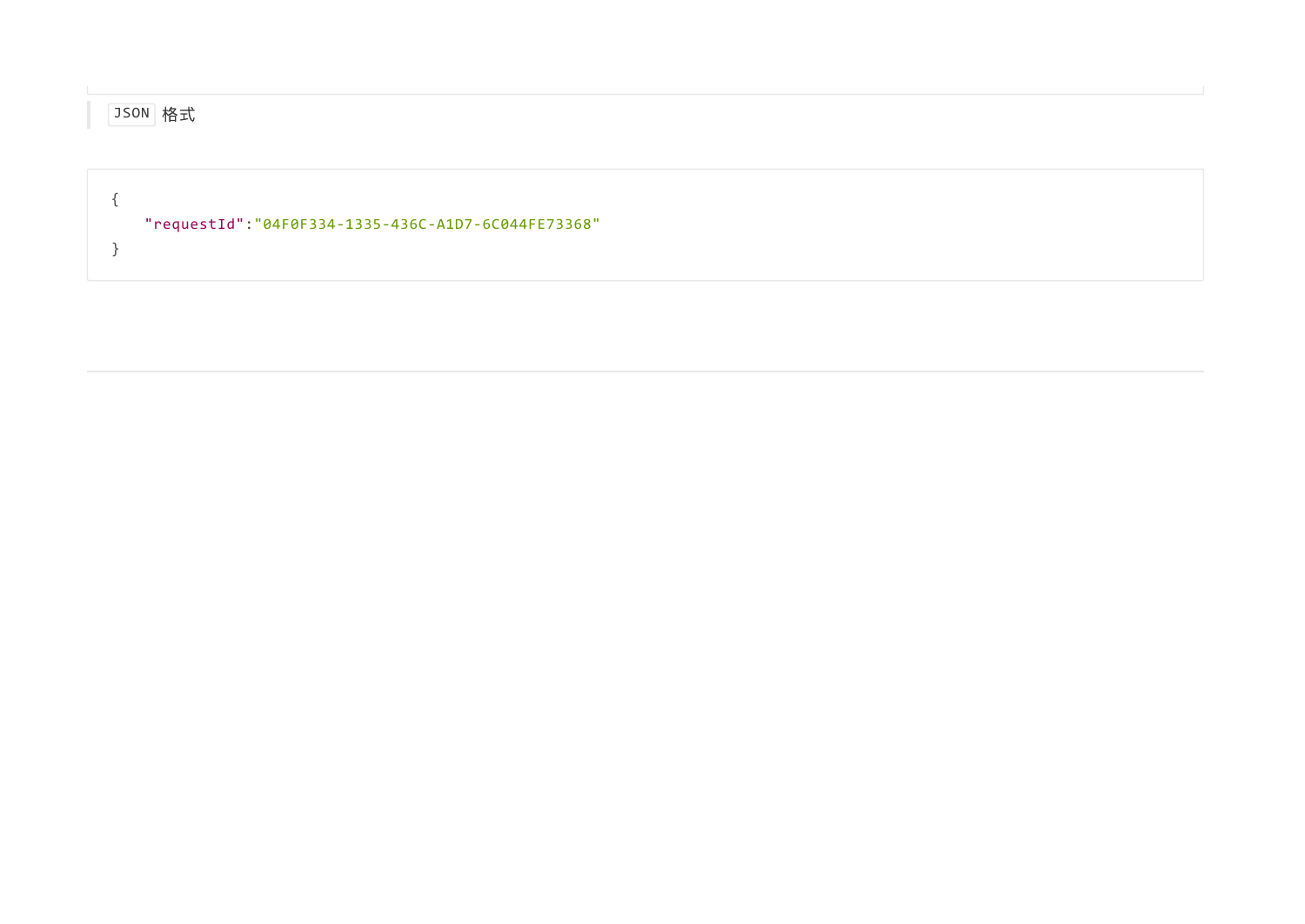> `JSON` 格式

```
{
    "requestId":"04F0F334-1335-436C-A1D7-6C044FE73368"
}
```

---